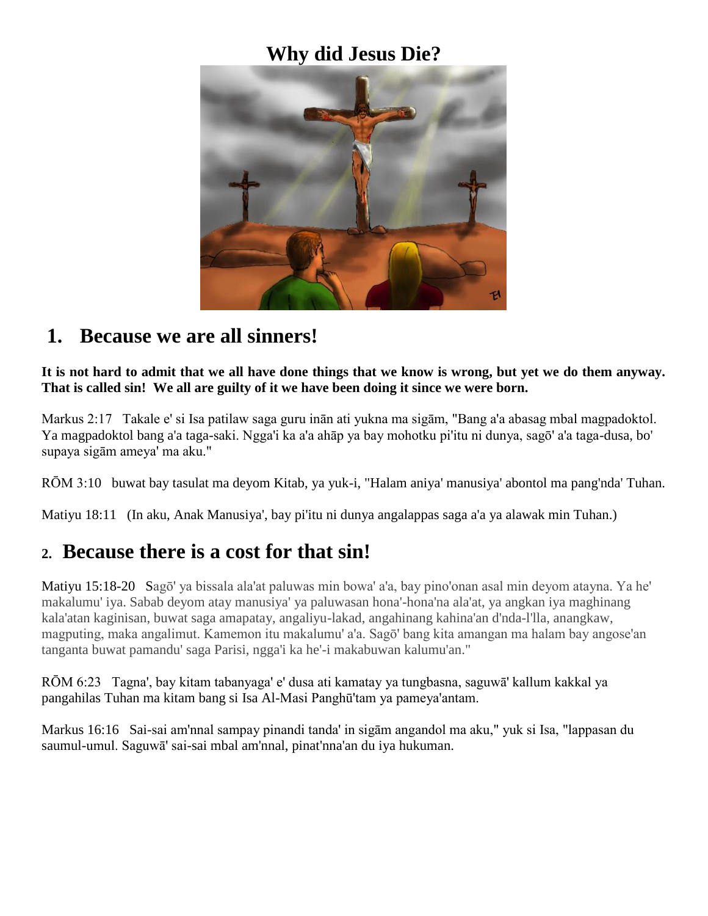# Why did Jesus Die?

## 1. Because we are all sinners!

**It is not hard to admit that we all have done things that we know is wrong, but yet we do them anyway. That is called sin! We all are guilty of it we have been doing it since we were born.**

Markus 2:17 Takale e' si Isa patilaw saga guru inān ati yukna ma sigām, "Bang a'a abasag mbal magpadoktol. Ya magpadoktol bang a'a taga-saki. Ngga'i ka a'a ahāp ya bay mohotku pi'itu ni dunya, sagō' a'a taga-dusa, bo' supaya sigām ameya' ma aku."

RŌM 3:10 buwat bay tasulat ma deyom Kitab, ya yuk-i, "Halam aniya' manusiya' abontol ma pang'nda' Tuhan.

Matiyu 18:11 (In aku, Anak Manusiya', bay pi'itu ni dunya angalappas saga a'a ya alawak min Tuhan.)

## 2. Because there is a cost for that sin!

Matiyu 15:18-20 Sagō' ya bissala ala'at paluwas min bowa' a'a, bay pino'onan asal min deyom atayna. Ya he' makalumu' iya. Sabab deyom atay manusiya' ya paluwasan hona'-hona'na ala'at, ya angkan iya maghinang kala'atan kaginisan, buwat saga amapatay, angaliyu-lakad, angahinang kahina'an d'nda-l'lla, anangkaw, magputing, maka angalimut. Kamemon itu makalumu' a'a. Sagō' bang kita amangan ma halam bay angose'an tanganta buwat pamandu' saga Parisi, ngga'i ka he'-i makabuwan kalumu'an."

RŌM 6:23 Tagna', bay kitam tabanyaga' e' dusa ati kamatay ya tungbasna, saguwā' kallum kakkal ya pangahilas Tuhan ma kitam bang si Isa Al-Masi Panghū'tam ya pameya'antam.

Markus 16:16 Sai-sai am'nnal sampay pinandi tanda' in sigām angandol ma aku," yuk si Isa, "lappasan du saumul-umul. Saguwā' sai-sai mbal am'nnal, pinat'nna'an du iya hukuman.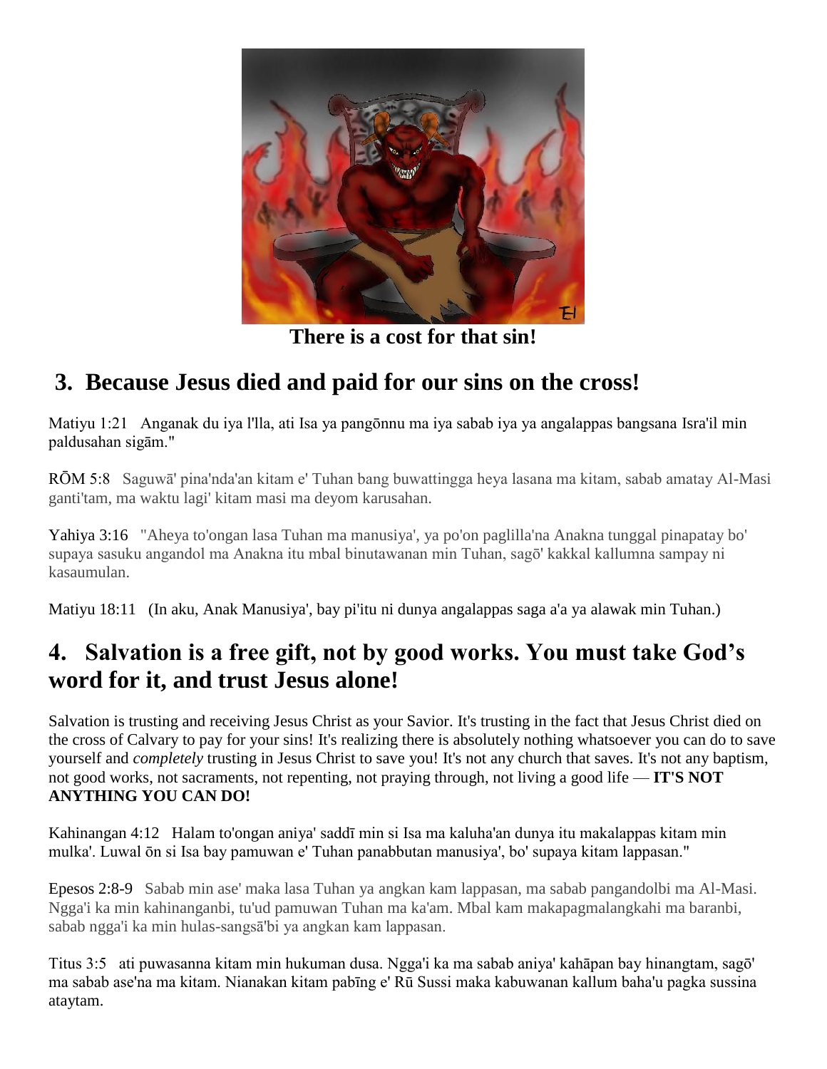**There is a cost for that sin!**

## 3. Because Jesus died and paid for our sins on the cross!

Matiyu 1:21   Anganak du iya l'lla, ati Isa ya pangōnnu ma iya sabab iya ya angalappas bangsana Isra'il min paldusahan sigām."

RŌM 5:8   Saguwā' pina'nda'an kitam e' Tuhan bang buwattingga heya lasana ma kitam, sabab amatay Al-Masi ganti'tam, ma waktu lagi' kitam masi ma deyom karusahan.

Yahiya 3:16   "Aheya to'ongan lasa Tuhan ma manusiya', ya po'on paglilla'na Anakna tunggal pinapatay bo' supaya sasuku angandol ma Anakna itu mbal binutawanan min Tuhan, sagō' kakkal kallumna sampay ni kasaumulan.

Matiyu 18:11   (In aku, Anak Manusiya', bay pi'itu ni dunya angalappas saga a'a ya alawak min Tuhan.)

## 4. Salvation is a free gift, not by good works. You must take God's word for it, and trust Jesus alone!

Salvation is trusting and receiving Jesus Christ as your Savior. It's trusting in the fact that Jesus Christ died on the cross of Calvary to pay for your sins! It's realizing there is absolutely nothing whatsoever you can do to save yourself and *completely* trusting in Jesus Christ to save you! It's not any church that saves. It's not any baptism, not good works, not sacraments, not repenting, not praying through, not living a good life — **IT'S NOT ANYTHING YOU CAN DO!**

Kahinangan 4:12   Halam to'ongan aniya' saddī min si Isa ma kaluha'an dunya itu makalappas kitam min mulka'. Luwal ōn si Isa bay pamuwan e' Tuhan panabbutan manusiya', bo' supaya kitam lappasan."

Epesos 2:8-9   Sabab min ase' maka lasa Tuhan ya angkan kam lappasan, ma sabab pangandolbi ma Al-Masi. Ngga'i ka min kahinanganbi, tu'ud pamuwan Tuhan ma ka'am. Mbal kam makapagmalangkahi ma baranbi, sabab ngga'i ka min hulas-sangsā'bi ya angkan kam lappasan.

Titus 3:5   ati puwasanna kitam min hukuman dusa. Ngga'i ka ma sabab aniya' kahāpan bay hinangtam, sagō' ma sabab ase'na ma kitam. Nianakan kitam pabīng e' Rū Sussi maka kabuwanan kallum baha'u pagka sussina ataytam.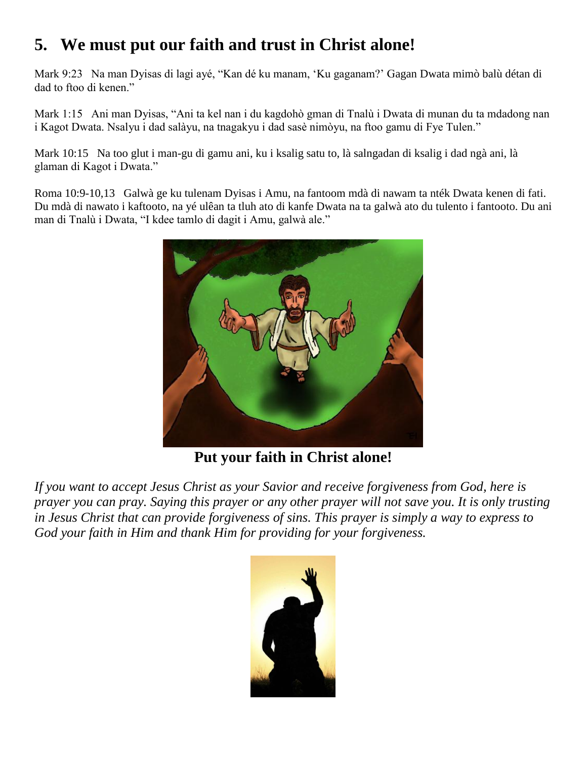## 5. We must put our faith and trust in Christ alone!

Mark 9:23 Na man Dyisas di lagi ayé, "Kan dé ku manam, 'Ku gaganam?' Gagan Dwata mimò balù détan di dad to ftoo di kenen."

Mark 1:15 Ani man Dyisas, "Ani ta kel nan i du kagdohò gman di Tnalù i Dwata di munan du ta mdadong nan i Kagot Dwata. Nsalyu i dad salàyu, na tnagakyu i dad sasè nimòyu, na ftoo gamu di Fye Tulen."

Mark 10:15 Na too glut i man-gu di gamu ani, ku i ksalig satu to, là salngadan di ksalig i dad ngà ani, là glaman di Kagot i Dwata."

Roma 10:9-10,13 Galwà ge ku tulenam Dyisas i Amu, na fantoom mdà di nawam ta nték Dwata kenen di fati. Du mdà di nawato i kaftooto, na yé ulêan ta tluh ato di kanfe Dwata na ta galwà ato du tulento i fantooto. Du ani man di Tnalù i Dwata, "I kdee tamlo di dagit i Amu, galwà ale."

**Put your faith in Christ alone!**

*If you want to accept Jesus Christ as your Savior and receive forgiveness from God, here is prayer you can pray. Saying this prayer or any other prayer will not save you. It is only trusting in Jesus Christ that can provide forgiveness of sins. This prayer is simply a way to express to God your faith in Him and thank Him for providing for your forgiveness.*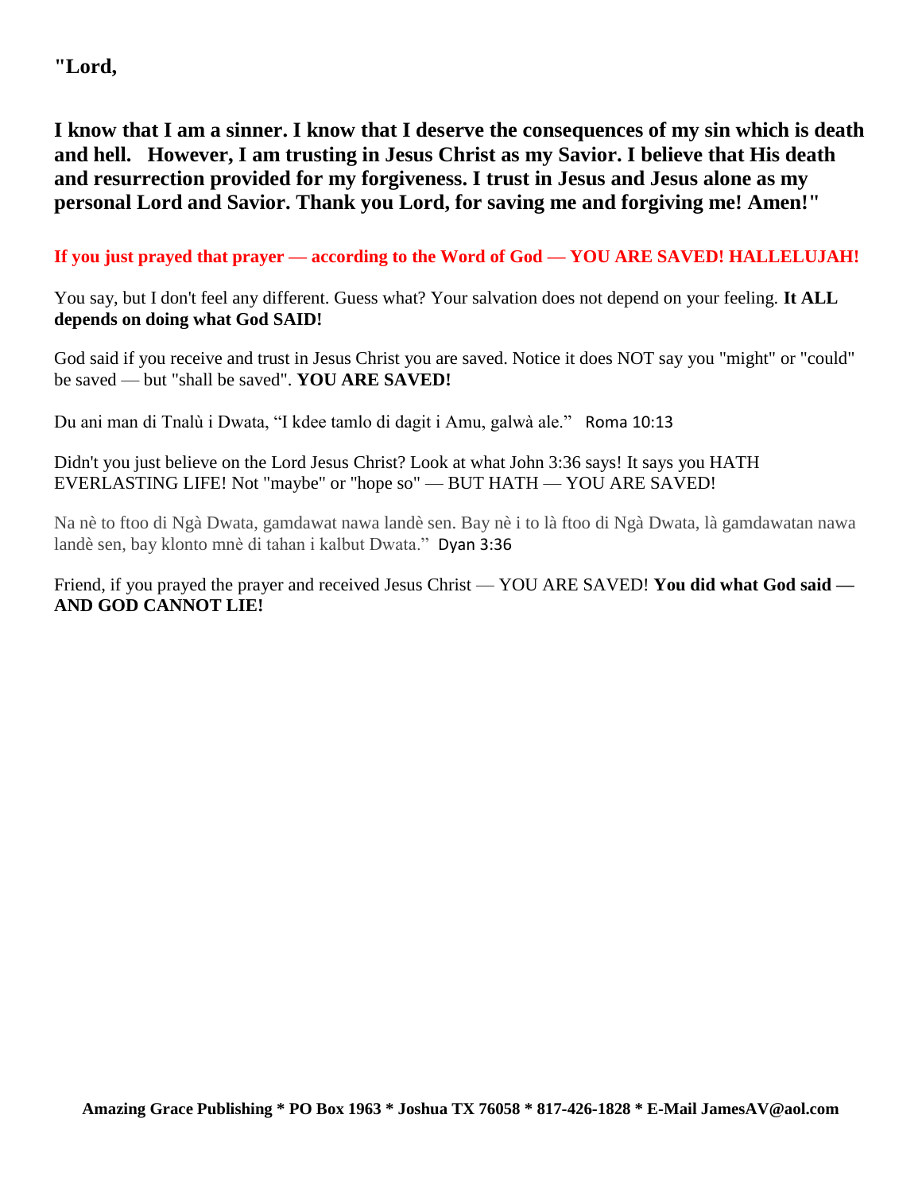**"Lord,**

**I know that I am a sinner. I know that I deserve the consequences of my sin which is death and hell. However, I am trusting in Jesus Christ as my Savior. I believe that His death and resurrection provided for my forgiveness. I trust in Jesus and Jesus alone as my personal Lord and Savior. Thank you Lord, for saving me and forgiving me! Amen!"**

**If you just prayed that prayer — according to the Word of God — YOU ARE SAVED! HALLELUJAH!**

You say, but I don't feel any different. Guess what? Your salvation does not depend on your feeling. **It ALL depends on doing what God SAID!**

God said if you receive and trust in Jesus Christ you are saved. Notice it does NOT say you "might" or "could" be saved — but "shall be saved". **YOU ARE SAVED!**

Du ani man di Tnalù i Dwata, "I kdee tamlo di dagit i Amu, galwà ale." Roma 10:13

Didn't you just believe on the Lord Jesus Christ? Look at what John 3:36 says! It says you HATH EVERLASTING LIFE! Not "maybe" or "hope so" — BUT HATH — YOU ARE SAVED!

Na nè to ftoo di Ngà Dwata, gamdawat nawa landè sen. Bay nè i to là ftoo di Ngà Dwata, là gamdawatan nawa landè sen, bay klonto mnè di tahan i kalbut Dwata." Dyan 3:36

Friend, if you prayed the prayer and received Jesus Christ — YOU ARE SAVED! **You did what God said — AND GOD CANNOT LIE!**

**Amazing Grace Publishing * PO Box 1963 * Joshua TX 76058 * 817-426-1828 * E-Mail JamesAV@aol.com**